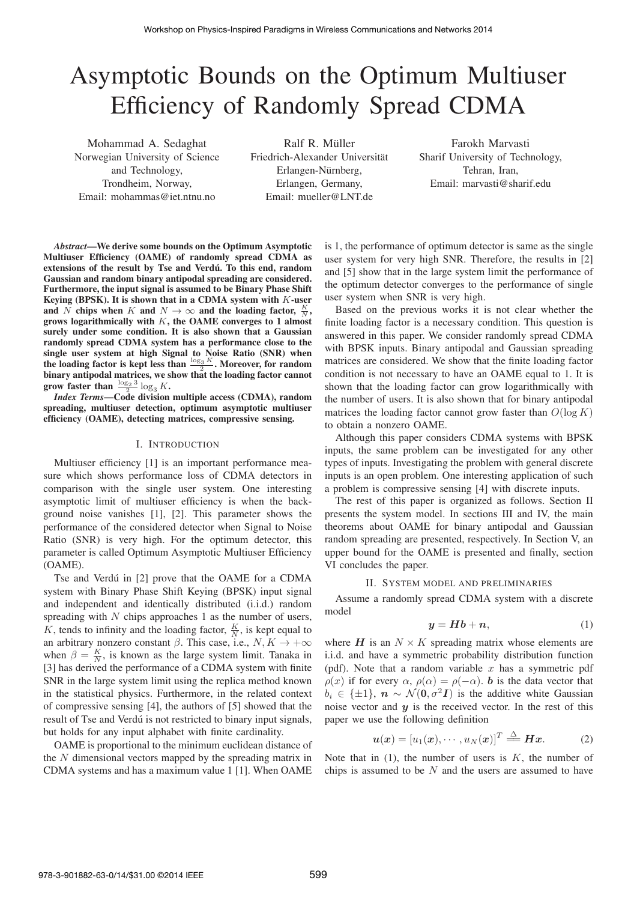# Asymptotic Bounds on the Optimum Multiuser Efficiency of Randomly Spread CDMA

Mohammad A. Sedaghat
Norwegian University of Science and Technology,
Trondheim, Norway,
Email: mohammas@iet.ntnu.no

Ralf R. Müller
Friedrich-Alexander Universität
Erlangen-Nürnberg,
Erlangen, Germany,
Email: mueller@LNT.de

Farokh Marvasti
Sharif University of Technology,
Tehran, Iran,
Email: marvasti@sharif.edu

***Abstract*—We derive some bounds on the Optimum Asymptotic Multiuser Efficiency (OAME) of randomly spread CDMA as extensions of the result by Tse and Verdú. To this end, random Gaussian and random binary antipodal spreading are considered. Furthermore, the input signal is assumed to be Binary Phase Shift Keying (BPSK). It is shown that in a CDMA system with $K$-user and $N$ chips when $K$ and $N \to \infty$ and the loading factor, $\frac{K}{N}$, grows logarithmically with $K$, the OAME converges to 1 almost surely under some condition. It is also shown that a Gaussian randomly spread CDMA system has a performance close to the single user system at high Signal to Noise Ratio (SNR) when the loading factor is kept less than $\frac{\log_3 K}{2}$. Moreover, for random binary antipodal matrices, we show that the loading factor cannot grow faster than $\frac{\log_2 3}{2} \log_3 K$.**

***Index Terms*—Code division multiple access (CDMA), random spreading, multiuser detection, optimum asymptotic multiuser efficiency (OAME), detecting matrices, compressive sensing.**

## I. Introduction

Multiuser efficiency [1] is an important performance measure which shows performance loss of CDMA detectors in comparison with the single user system. One interesting asymptotic limit of multiuser efficiency is when the background noise vanishes [1], [2]. This parameter shows the performance of the considered detector when Signal to Noise Ratio (SNR) is very high. For the optimum detector, this parameter is called Optimum Asymptotic Multiuser Efficiency (OAME).

Tse and Verdú in [2] prove that the OAME for a CDMA system with Binary Phase Shift Keying (BPSK) input signal and independent and identically distributed (i.i.d.) random spreading with $N$ chips approaches 1 as the number of users, $K$, tends to infinity and the loading factor, $\frac{K}{N}$, is kept equal to an arbitrary nonzero constant $\beta$. This case, i.e., $N, K \to +\infty$ when $\beta = \frac{K}{N}$, is known as the large system limit. Tanaka in [3] has derived the performance of a CDMA system with finite SNR in the large system limit using the replica method known in the statistical physics. Furthermore, in the related context of compressive sensing [4], the authors of [5] showed that the result of Tse and Verdú is not restricted to binary input signals, but holds for any input alphabet with finite cardinality.

OAME is proportional to the minimum euclidean distance of the $N$ dimensional vectors mapped by the spreading matrix in CDMA systems and has a maximum value 1 [1]. When OAME is 1, the performance of optimum detector is same as the single user system for very high SNR. Therefore, the results in [2] and [5] show that in the large system limit the performance of the optimum detector converges to the performance of single user system when SNR is very high.

Based on the previous works it is not clear whether the finite loading factor is a necessary condition. This question is answered in this paper. We consider randomly spread CDMA with BPSK inputs. Binary antipodal and Gaussian spreading matrices are considered. We show that the finite loading factor condition is not necessary to have an OAME equal to 1. It is shown that the loading factor can grow logarithmically with the number of users. It is also shown that for binary antipodal matrices the loading factor cannot grow faster than $O(\log K)$ to obtain a nonzero OAME.

Although this paper considers CDMA systems with BPSK inputs, the same problem can be investigated for any other types of inputs. Investigating the problem with general discrete inputs is an open problem. One interesting application of such a problem is compressive sensing [4] with discrete inputs.

The rest of this paper is organized as follows. Section II presents the system model. In sections III and IV, the main theorems about OAME for binary antipodal and Gaussian random spreading are presented, respectively. In Section V, an upper bound for the OAME is presented and finally, section VI concludes the paper.

## II. System model and preliminaries

Assume a randomly spread CDMA system with a discrete model

$$\boldsymbol{y} = \boldsymbol{H}\boldsymbol{b} + \boldsymbol{n}, \tag{1}$$

where $\boldsymbol{H}$ is an $N \times K$ spreading matrix whose elements are i.i.d. and have a symmetric probability distribution function (pdf). Note that a random variable $x$ has a symmetric pdf $\rho(x)$ if for every $\alpha$, $\rho(\alpha) = \rho(-\alpha)$. $\boldsymbol{b}$ is the data vector that $b_i \in \{\pm 1\}$, $\boldsymbol{n} \sim \mathcal{N}(\boldsymbol{0}, \sigma^2 \boldsymbol{I})$ is the additive white Gaussian noise vector and $\boldsymbol{y}$ is the received vector. In the rest of this paper we use the following definition

$$\boldsymbol{u}(\boldsymbol{x}) = [u_1(\boldsymbol{x}), \cdots, u_N(\boldsymbol{x})]^T \stackrel{\Delta}{=} \boldsymbol{H}\boldsymbol{x}. \tag{2}$$

Note that in (1), the number of users is $K$, the number of chips is assumed to be $N$ and the users are assumed to have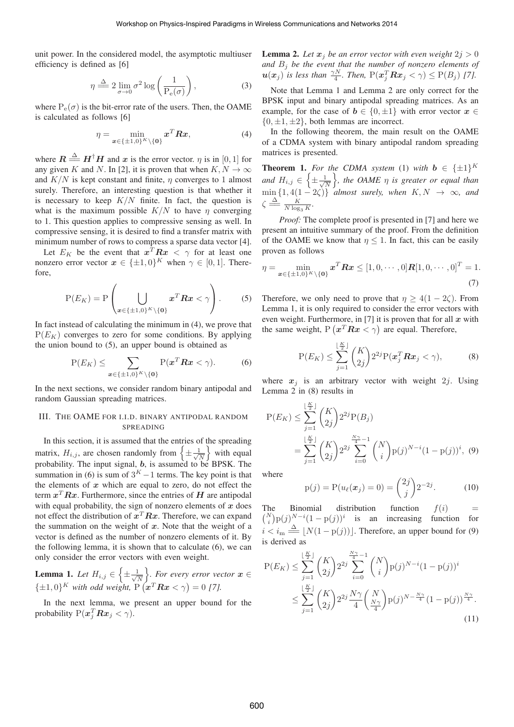unit power. In the considered model, the asymptotic multiuser efficiency is defined as [6]

$$\eta \stackrel{\Delta}{=\!=} 2 \lim_{\sigma \to 0} \sigma^2 \log\left(\frac{1}{\mathrm{P_e}(\sigma)}\right), \tag{3}$$

where $\mathrm{P_e}(\sigma)$ is the bit-error rate of the users. Then, the OAME is calculated as follows [6]

$$\eta = \min_{\boldsymbol{x} \in \{\pm 1, 0\}^K \setminus \{\boldsymbol{0}\}} \boldsymbol{x}^T \boldsymbol{R} \boldsymbol{x}, \tag{4}$$

where $\boldsymbol{R} \stackrel{\Delta}{=\!=} \boldsymbol{H}^\dagger \boldsymbol{H}$ and $\boldsymbol{x}$ is the error vector. $\eta$ is in $[0, 1]$ for any given $K$ and $N$. In [2], it is proven that when $K, N \to \infty$ and $K/N$ is kept constant and finite, $\eta$ converges to 1 almost surely. Therefore, an interesting question is that whether it is necessary to keep $K/N$ finite. In fact, the question is what is the maximum possible $K/N$ to have $\eta$ converging to 1. This question applies to compressive sensing as well. In compressive sensing, it is desired to find a transfer matrix with minimum number of rows to compress a sparse data vector [4].

Let $E_K$ be the event that $\boldsymbol{x}^T \boldsymbol{R} \boldsymbol{x} < \gamma$ for at least one nonzero error vector $\boldsymbol{x} \in \{\pm 1, 0\}^K$ when $\gamma \in [0, 1]$. Therefore,

$$\mathrm{P}(E_K) = \mathrm{P}\left(\bigcup_{\boldsymbol{x} \in \{\pm 1, 0\}^K \setminus \{\boldsymbol{0}\}} \boldsymbol{x}^T \boldsymbol{R} \boldsymbol{x} < \gamma\right). \tag{5}$$

In fact instead of calculating the minimum in (4), we prove that $\mathrm{P}(E_K)$ converges to zero for some conditions. By applying the union bound to (5), an upper bound is obtained as

$$\mathrm{P}(E_K) \le \sum_{\boldsymbol{x} \in \{\pm 1, 0\}^K \setminus \{\boldsymbol{0}\}} \mathrm{P}(\boldsymbol{x}^T \boldsymbol{R} \boldsymbol{x} < \gamma). \tag{6}$$

In the next sections, we consider random binary antipodal and random Gaussian spreading matrices.

## III. The OAME for i.i.d. binary antipodal random spreading

In this section, it is assumed that the entries of the spreading matrix, $H_{i,j}$, are chosen randomly from $\left\{\pm \frac{1}{\sqrt{N}}\right\}$ with equal probability. The input signal, $\boldsymbol{b}$, is assumed to be BPSK. The summation in (6) is sum of $3^K - 1$ terms. The key point is that the elements of $\boldsymbol{x}$ which are equal to zero, do not effect the term $\boldsymbol{x}^T \boldsymbol{R} \boldsymbol{x}$. Furthermore, since the entries of $\boldsymbol{H}$ are antipodal with equal probability, the sign of nonzero elements of $\boldsymbol{x}$ does not effect the distribution of $\boldsymbol{x}^T \boldsymbol{R} \boldsymbol{x}$. Therefore, we can expand the summation on the weight of $\boldsymbol{x}$. Note that the weight of a vector is defined as the number of nonzero elements of it. By the following lemma, it is shown that to calculate (6), we can only consider the error vectors with even weight.

**Lemma 1.** *Let $H_{i,j} \in \left\{\pm \frac{1}{\sqrt{N}}\right\}$. For every error vector $\boldsymbol{x} \in \{\pm 1, 0\}^K$ with odd weight, $\mathrm{P}\left(\boldsymbol{x}^T \boldsymbol{R} \boldsymbol{x} < \gamma\right) = 0$ [7].*

In the next lemma, we present an upper bound for the probability $\mathrm{P}(\boldsymbol{x}_j^T \boldsymbol{R} \boldsymbol{x}_j < \gamma)$.

**Lemma 2.** *Let $\boldsymbol{x}_j$ be an error vector with even weight $2j > 0$ and $B_j$ be the event that the number of nonzero elements of $\boldsymbol{u}(\boldsymbol{x}_j)$ is less than $\frac{\gamma N}{4}$. Then, $\mathrm{P}(\boldsymbol{x}_j^T \boldsymbol{R} \boldsymbol{x}_j < \gamma) \le \mathrm{P}(B_j)$ [7].*

Note that Lemma 1 and Lemma 2 are only correct for the BPSK input and binary antipodal spreading matrices. As an example, for the case of $\boldsymbol{b} \in \{0, \pm 1\}$ with error vector $\boldsymbol{x} \in \{0, \pm 1, \pm 2\}$, both lemmas are incorrect.

In the following theorem, the main result on the OAME of a CDMA system with binary antipodal random spreading matrices is presented.

**Theorem 1.** *For the CDMA system* (1) *with $\boldsymbol{b} \in \{\pm 1\}^K$ and $H_{i,j} \in \left\{\pm \frac{1}{\sqrt{N}}\right\}$, the OAME $\eta$ is greater or equal than $\min\{1, 4(1 - 2\zeta)\}$ almost surely, when $K, N \to \infty$, and $\zeta \stackrel{\Delta}{=\!=} \frac{K}{N \log_3 K}$.*

*Proof:* The complete proof is presented in [7] and here we present an intuitive summary of the proof. From the definition of the OAME we know that $\eta \le 1$. In fact, this can be easily proven as follows

$$\eta = \min_{\boldsymbol{x} \in \{\pm 1, 0\}^K \setminus \{\boldsymbol{0}\}} \boldsymbol{x}^T \boldsymbol{R} \boldsymbol{x} \le [1, 0, \cdots, 0] \boldsymbol{R} [1, 0, \cdots, 0]^T = 1. \tag{7}$$

Therefore, we only need to prove that $\eta \ge 4(1 - 2\zeta)$. From Lemma 1, it is only required to consider the error vectors with even weight. Furthermore, in [7] it is proven that for all $\boldsymbol{x}$ with the same weight, $\mathrm{P}\left(\boldsymbol{x}^T \boldsymbol{R} \boldsymbol{x} < \gamma\right)$ are equal. Therefore,

$$\mathrm{P}(E_K) \le \sum_{j=1}^{\lfloor \frac{K}{2} \rfloor} \binom{K}{2j} 2^{2j} \mathrm{P}(\boldsymbol{x}_j^T \boldsymbol{R} \boldsymbol{x}_j < \gamma), \tag{8}$$

where $\boldsymbol{x}_j$ is an arbitrary vector with weight $2j$. Using Lemma 2 in (8) results in

$$\begin{aligned}
\mathrm{P}(E_K) &\le \sum_{j=1}^{\lfloor \frac{K}{2} \rfloor} \binom{K}{2j} 2^{2j} \mathrm{P}(B_j) \\
&= \sum_{j=1}^{\lfloor \frac{K}{2} \rfloor} \binom{K}{2j} 2^{2j} \sum_{i=0}^{\frac{N\gamma}{4} - 1} \binom{N}{i} \mathrm{p}(j)^{N-i} (1 - \mathrm{p}(j))^i,
\end{aligned} \tag{9}$$

where

$$\mathrm{p}(j) = \mathrm{P}(u_\ell(\boldsymbol{x}_j) = 0) = \binom{2j}{j} 2^{-2j}. \tag{10}$$

The Binomial distribution function $f(i) = \binom{N}{i} \mathrm{p}(j)^{N-i} (1 - \mathrm{p}(j))^i$ is an increasing function for $i < i_{\mathrm{m}} \stackrel{\Delta}{=\!=} \lfloor N(1 - \mathrm{p}(j)) \rfloor$. Therefore, an upper bound for (9) is derived as

$$\begin{aligned}
\mathrm{P}(E_K) &\le \sum_{j=1}^{\lfloor \frac{K}{2} \rfloor} \binom{K}{2j} 2^{2j} \sum_{i=0}^{\frac{N\gamma}{4} - 1} \binom{N}{i} \mathrm{p}(j)^{N-i} (1 - \mathrm{p}(j))^i \\
&\le \sum_{j=1}^{\lfloor \frac{K}{2} \rfloor} \binom{K}{2j} 2^{2j} \frac{N\gamma}{4} \binom{N}{\frac{N\gamma}{4}} \mathrm{p}(j)^{N - \frac{N\gamma}{4}} (1 - \mathrm{p}(j))^{\frac{N\gamma}{4}}.
\end{aligned} \tag{11}$$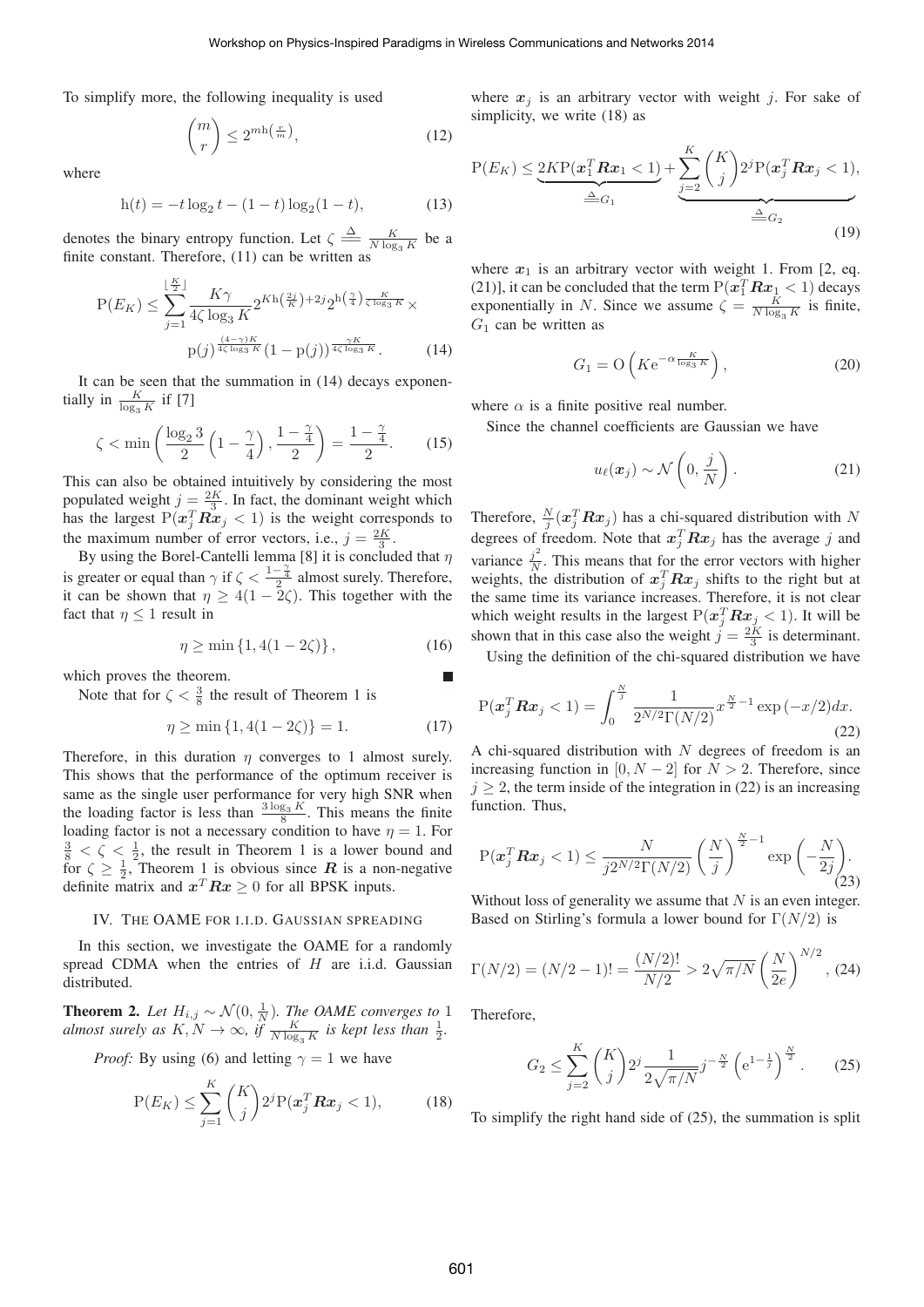To simplify more, the following inequality is used

$$\binom{m}{r} \leq 2^{m\mathrm{h}\left(\frac{r}{m}\right)}, \tag{12}$$

where

$$\mathrm{h}(t) = -t\log_2 t - (1-t)\log_2(1-t), \tag{13}$$

denotes the binary entropy function. Let $\zeta \triangleq \frac{K}{N\log_3 K}$ be a finite constant. Therefore, (11) can be written as

$$\mathrm{P}(E_K) \leq \sum_{j=1}^{\lfloor \frac{K}{2} \rfloor} \frac{K\gamma}{4\zeta\log_3 K} 2^{K\mathrm{h}\left(\frac{2j}{K}\right)+2j} 2^{\mathrm{h}\left(\frac{\gamma}{4}\right)\frac{K}{\zeta\log_3 K}} \times \mathrm{p}(j)^{\frac{(4-\gamma)K}{4\zeta\log_3 K}}(1-\mathrm{p}(j))^{\frac{\gamma K}{4\zeta\log_3 K}}. \tag{14}$$

It can be seen that the summation in (14) decays exponentially in $\frac{K}{\log_3 K}$ if [7]

$$\zeta < \min\left(\frac{\log_2 3}{2}\left(1-\frac{\gamma}{4}\right), \frac{1-\frac{\gamma}{4}}{2}\right) = \frac{1-\frac{\gamma}{4}}{2}. \tag{15}$$

This can also be obtained intuitively by considering the most populated weight $j = \frac{2K}{3}$. In fact, the dominant weight which has the largest $\mathrm{P}(\boldsymbol{x}_j^T\boldsymbol{R}\boldsymbol{x}_j < 1)$ is the weight corresponds to the maximum number of error vectors, i.e., $j = \frac{2K}{3}$.

By using the Borel-Cantelli lemma [8] it is concluded that $\eta$ is greater or equal than $\gamma$ if $\zeta < \frac{1-\frac{\gamma}{4}}{2}$ almost surely. Therefore, it can be shown that $\eta \geq 4(1-2\zeta)$. This together with the fact that $\eta \leq 1$ result in

$$\eta \geq \min\left\{1, 4(1-2\zeta)\right\}, \tag{16}$$

which proves the theorem. ∎

Note that for $\zeta < \frac{3}{8}$ the result of Theorem 1 is

$$\eta \geq \min\left\{1, 4(1-2\zeta)\right\} = 1. \tag{17}$$

Therefore, in this duration $\eta$ converges to 1 almost surely. This shows that the performance of the optimum receiver is same as the single user performance for very high SNR when the loading factor is less than $\frac{3\log_3 K}{8}$. This means the finite loading factor is not a necessary condition to have $\eta = 1$. For $\frac{3}{8} < \zeta < \frac{1}{2}$, the result in Theorem 1 is a lower bound and for $\zeta \geq \frac{1}{2}$, Theorem 1 is obvious since $\boldsymbol{R}$ is a non-negative definite matrix and $\boldsymbol{x}^T\boldsymbol{R}\boldsymbol{x} \geq 0$ for all BPSK inputs.

## IV. The OAME for i.i.d. Gaussian Spreading

In this section, we investigate the OAME for a randomly spread CDMA when the entries of $H$ are i.i.d. Gaussian distributed.

**Theorem 2.** *Let $H_{i,j} \sim \mathcal{N}(0, \frac{1}{N})$. The OAME converges to 1 almost surely as $K, N \to \infty$, if $\frac{K}{N\log_3 K}$ is kept less than $\frac{1}{2}$.*

*Proof:* By using (6) and letting $\gamma = 1$ we have

$$\mathrm{P}(E_K) \leq \sum_{j=1}^{K}\binom{K}{j}2^j\mathrm{P}(\boldsymbol{x}_j^T\boldsymbol{R}\boldsymbol{x}_j < 1), \tag{18}$$

where $\boldsymbol{x}_j$ is an arbitrary vector with weight $j$. For sake of simplicity, we write (18) as

$$\mathrm{P}(E_K) \leq \underbrace{2K\mathrm{P}(\boldsymbol{x}_1^T\boldsymbol{R}\boldsymbol{x}_1 < 1)}_{\triangleq G_1} + \underbrace{\sum_{j=2}^{K}\binom{K}{j}2^j\mathrm{P}(\boldsymbol{x}_j^T\boldsymbol{R}\boldsymbol{x}_j < 1)}_{\triangleq G_2}, \tag{19}$$

where $\boldsymbol{x}_1$ is an arbitrary vector with weight 1. From [2, eq. (21)], it can be concluded that the term $\mathrm{P}(\boldsymbol{x}_1^T\boldsymbol{R}\boldsymbol{x}_1 < 1)$ decays exponentially in $N$. Since we assume $\zeta = \frac{K}{N\log_3 K}$ is finite, $G_1$ can be written as

$$G_1 = \mathrm{O}\left(K\mathrm{e}^{-\alpha\frac{K}{\log_3 K}}\right), \tag{20}$$

where $\alpha$ is a finite positive real number.

Since the channel coefficients are Gaussian we have

$$u_\ell(\boldsymbol{x}_j) \sim \mathcal{N}\left(0, \frac{j}{N}\right). \tag{21}$$

Therefore, $\frac{N}{j}(\boldsymbol{x}_j^T\boldsymbol{R}\boldsymbol{x}_j)$ has a chi-squared distribution with $N$ degrees of freedom. Note that $\boldsymbol{x}_j^T\boldsymbol{R}\boldsymbol{x}_j$ has the average $j$ and variance $\frac{j^2}{N}$. This means that for the error vectors with higher weights, the distribution of $\boldsymbol{x}_j^T\boldsymbol{R}\boldsymbol{x}_j$ shifts to the right but at the same time its variance increases. Therefore, it is not clear which weight results in the largest $\mathrm{P}(\boldsymbol{x}_j^T\boldsymbol{R}\boldsymbol{x}_j < 1)$. It will be shown that in this case also the weight $j = \frac{2K}{3}$ is determinant.

Using the definition of the chi-squared distribution we have

$$\mathrm{P}(\boldsymbol{x}_j^T\boldsymbol{R}\boldsymbol{x}_j < 1) = \int_0^{\frac{N}{j}} \frac{1}{2^{N/2}\Gamma(N/2)}x^{\frac{N}{2}-1}\exp\left(-x/2\right)dx. \tag{22}$$

A chi-squared distribution with $N$ degrees of freedom is an increasing function in $[0, N-2]$ for $N > 2$. Therefore, since $j \geq 2$, the term inside of the integration in (22) is an increasing function. Thus,

$$\mathrm{P}(\boldsymbol{x}_j^T\boldsymbol{R}\boldsymbol{x}_j < 1) \leq \frac{N}{j2^{N/2}\Gamma(N/2)}\left(\frac{N}{j}\right)^{\frac{N}{2}-1}\exp\left(-\frac{N}{2j}\right). \tag{23}$$

Without loss of generality we assume that $N$ is an even integer. Based on Stirling's formula a lower bound for $\Gamma(N/2)$ is

$$\Gamma(N/2) = (N/2-1)! = \frac{(N/2)!}{N/2} > 2\sqrt{\pi/N}\left(\frac{N}{2e}\right)^{N/2}, \tag{24}$$

Therefore,

$$G_2 \leq \sum_{j=2}^{K}\binom{K}{j}2^j\frac{1}{2\sqrt{\pi/N}}j^{-\frac{N}{2}}\left(\mathrm{e}^{1-\frac{1}{j}}\right)^{\frac{N}{2}}. \tag{25}$$

To simplify the right hand side of (25), the summation is split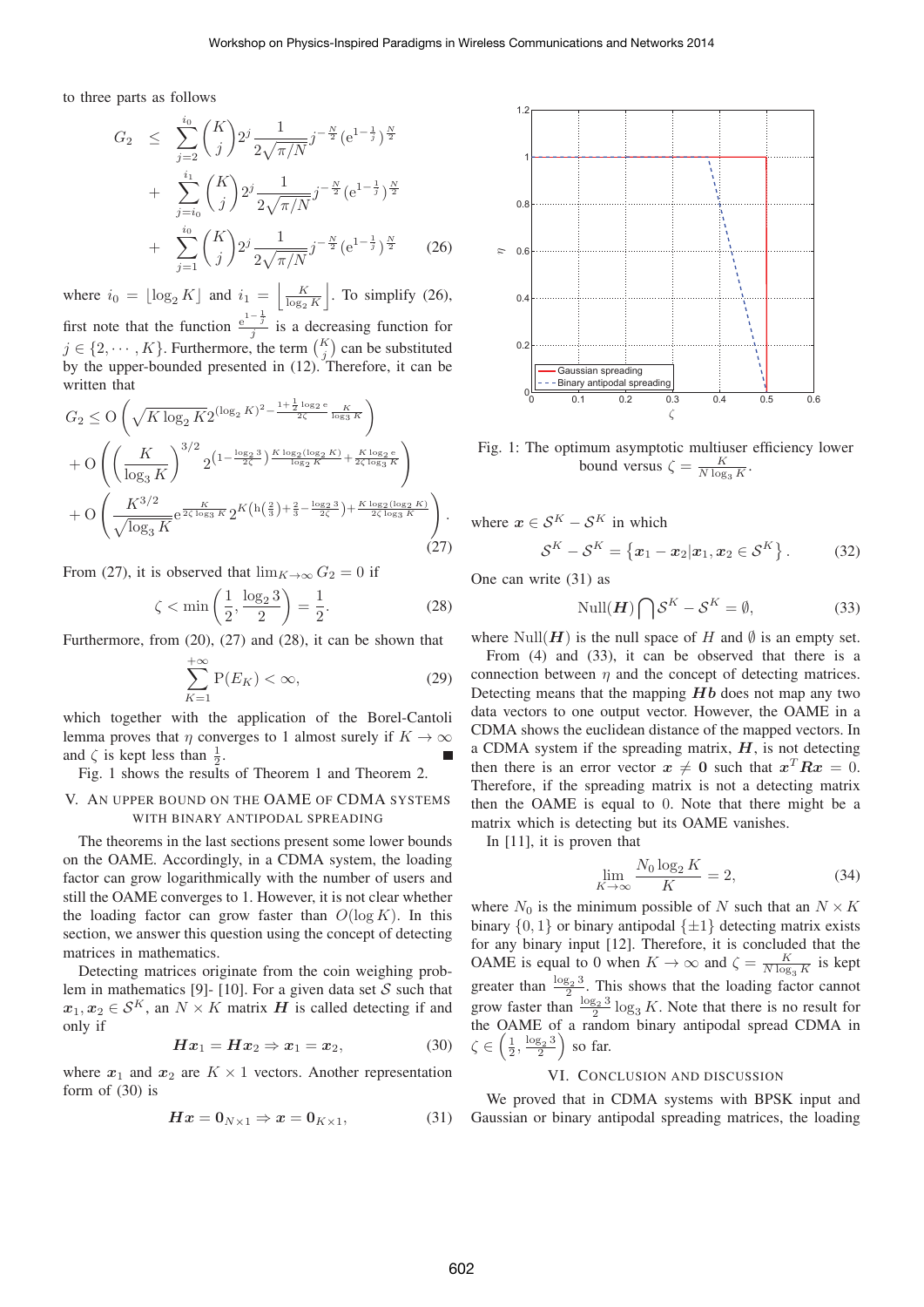to three parts as follows

$$
\begin{aligned}
G_2 \quad &\leq \quad \sum_{j=2}^{i_0} \binom{K}{j} 2^j \frac{1}{2\sqrt{\pi/N}} j^{-\frac{N}{2}} (\mathrm{e}^{1-\frac{1}{j}})^{\frac{N}{2}} \\
&+ \quad \sum_{j=i_0}^{i_1} \binom{K}{j} 2^j \frac{1}{2\sqrt{\pi/N}} j^{-\frac{N}{2}} (\mathrm{e}^{1-\frac{1}{j}})^{\frac{N}{2}} \\
&+ \quad \sum_{j=1}^{i_0} \binom{K}{j} 2^j \frac{1}{2\sqrt{\pi/N}} j^{-\frac{N}{2}} (\mathrm{e}^{1-\frac{1}{j}})^{\frac{N}{2}} \qquad (26)
\end{aligned}
$$

where $i_0 = \lfloor \log_2 K \rfloor$ and $i_1 = \left\lfloor \frac{K}{\log_2 K} \right\rfloor$. To simplify (26), first note that the function $\frac{\mathrm{e}^{1-\frac{1}{j}}}{j}$ is a decreasing function for $j \in \{2, \cdots, K\}$. Furthermore, the term $\binom{K}{j}$ can be substituted by the upper-bounded presented in (12). Therefore, it can be written that

$$
\begin{aligned}
G_2 &\leq \mathrm{O}\left(\sqrt{K \log_2 K} 2^{(\log_2 K)^2 - \frac{1+\frac{1}{2}\log_2 \mathrm{e}}{2\zeta} \frac{K}{\log_3 K}}\right) \\
&+ \mathrm{O}\left(\left(\frac{K}{\log_3 K}\right)^{3/2} 2^{\left(1-\frac{\log_2 3}{2\zeta}\right)\frac{K \log_2(\log_2 K)}{\log_2 K} + \frac{K \log_2 \mathrm{e}}{2\zeta \log_3 K}}\right) \\
&+ \mathrm{O}\left(\frac{K^{3/2}}{\sqrt{\log_3 K}} \mathrm{e}^{\frac{K}{2\zeta \log_3 K}} 2^{K\left(\mathrm{h}\left(\frac{2}{3}\right) + \frac{2}{3} - \frac{\log_2 3}{2\zeta}\right) + \frac{K \log_2(\log_2 K)}{2\zeta \log_3 K}}\right).
\end{aligned} \qquad (27)
$$

From (27), it is observed that $\lim_{K\to\infty} G_2 = 0$ if

$$
\zeta < \min\left(\frac{1}{2}, \frac{\log_2 3}{2}\right) = \frac{1}{2}. \qquad (28)
$$

Furthermore, from (20), (27) and (28), it can be shown that

$$
\sum_{K=1}^{+\infty} \mathrm{P}(E_K) < \infty, \qquad (29)
$$

which together with the application of the Borel-Cantoli lemma proves that $\eta$ converges to 1 almost surely if $K \to \infty$ and $\zeta$ is kept less than $\frac{1}{2}$. ■

Fig. 1 shows the results of Theorem 1 and Theorem 2.

## V. An Upper Bound on the OAME of CDMA Systems with Binary Antipodal Spreading

The theorems in the last sections present some lower bounds on the OAME. Accordingly, in a CDMA system, the loading factor can grow logarithmically with the number of users and still the OAME converges to 1. However, it is not clear whether the loading factor can grow faster than $O(\log K)$. In this section, we answer this question using the concept of detecting matrices in mathematics.

Detecting matrices originate from the coin weighing problem in mathematics [9]- [10]. For a given data set $\mathcal{S}$ such that $\boldsymbol{x}_1, \boldsymbol{x}_2 \in \mathcal{S}^K$, an $N \times K$ matrix $\boldsymbol{H}$ is called detecting if and only if

$$
\boldsymbol{H}\boldsymbol{x}_1 = \boldsymbol{H}\boldsymbol{x}_2 \Rightarrow \boldsymbol{x}_1 = \boldsymbol{x}_2, \qquad (30)
$$

where $\boldsymbol{x}_1$ and $\boldsymbol{x}_2$ are $K \times 1$ vectors. Another representation form of (30) is

$$
\boldsymbol{H}\boldsymbol{x} = \boldsymbol{0}_{N\times 1} \Rightarrow \boldsymbol{x} = \boldsymbol{0}_{K\times 1}, \qquad (31)
$$

Fig. 1: The optimum asymptotic multiuser efficiency lower bound versus $\zeta = \frac{K}{N \log_3 K}$.

where $\boldsymbol{x} \in \mathcal{S}^K - \mathcal{S}^K$ in which

$$
\mathcal{S}^K - \mathcal{S}^K = \left\{\boldsymbol{x}_1 - \boldsymbol{x}_2 | \boldsymbol{x}_1, \boldsymbol{x}_2 \in \mathcal{S}^K\right\}. \qquad (32)
$$

One can write (31) as

$$
\mathrm{Null}(\boldsymbol{H}) \bigcap \mathcal{S}^K - \mathcal{S}^K = \emptyset, \qquad (33)
$$

where $\mathrm{Null}(\boldsymbol{H})$ is the null space of $H$ and $\emptyset$ is an empty set.

From (4) and (33), it can be observed that there is a connection between $\eta$ and the concept of detecting matrices. Detecting means that the mapping $\boldsymbol{Hb}$ does not map any two data vectors to one output vector. However, the OAME in a CDMA shows the euclidean distance of the mapped vectors. In a CDMA system if the spreading matrix, $\boldsymbol{H}$, is not detecting then there is an error vector $\boldsymbol{x} \neq \boldsymbol{0}$ such that $\boldsymbol{x}^T \boldsymbol{R} \boldsymbol{x} = 0$. Therefore, if the spreading matrix is not a detecting matrix then the OAME is equal to 0. Note that there might be a matrix which is detecting but its OAME vanishes.

In [11], it is proven that

$$
\lim_{K\to\infty} \frac{N_0 \log_2 K}{K} = 2, \qquad (34)
$$

where $N_0$ is the minimum possible of $N$ such that an $N \times K$ binary $\{0, 1\}$ or binary antipodal $\{\pm 1\}$ detecting matrix exists for any binary input [12]. Therefore, it is concluded that the OAME is equal to 0 when $K \to \infty$ and $\zeta = \frac{K}{N \log_3 K}$ is kept greater than $\frac{\log_2 3}{2}$. This shows that the loading factor cannot grow faster than $\frac{\log_2 3}{2} \log_3 K$. Note that there is no result for the OAME of a random binary antipodal spread CDMA in $\zeta \in \left(\frac{1}{2}, \frac{\log_2 3}{2}\right)$ so far.

## VI. Conclusion and Discussion

We proved that in CDMA systems with BPSK input and Gaussian or binary antipodal spreading matrices, the loading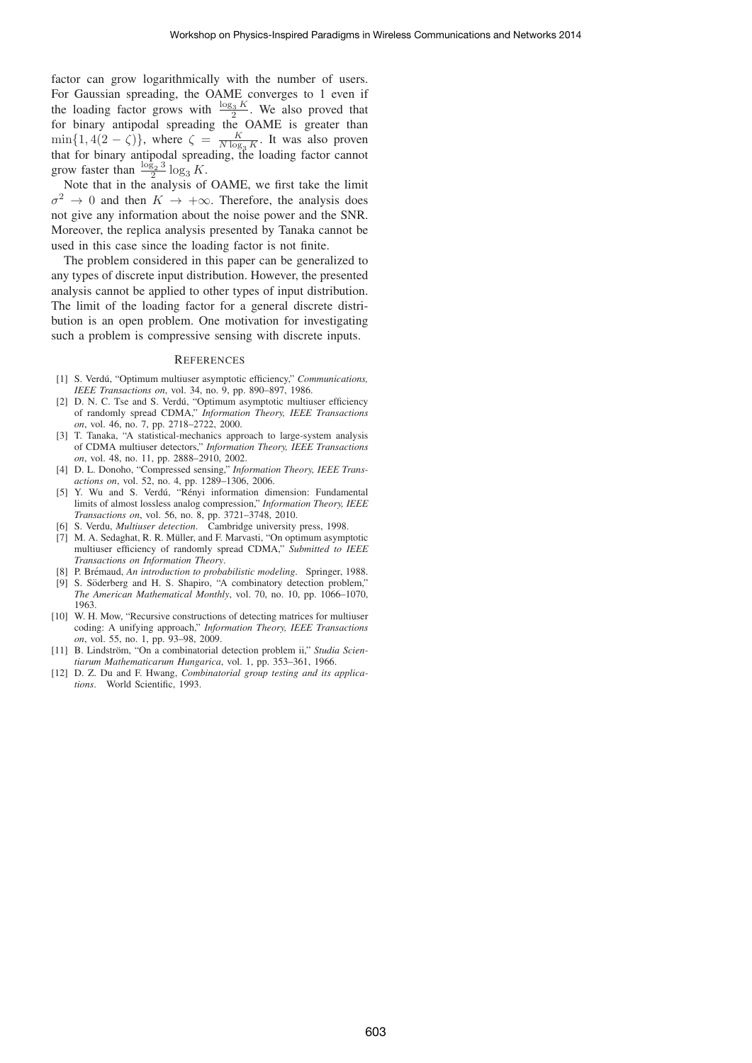factor can grow logarithmically with the number of users. For Gaussian spreading, the OAME converges to 1 even if the loading factor grows with $\frac{\log_3 K}{2}$. We also proved that for binary antipodal spreading the OAME is greater than $\min\{1, 4(2-\zeta)\}$, where $\zeta = \frac{K}{N \log_3 K}$. It was also proven that for binary antipodal spreading, the loading factor cannot grow faster than $\frac{\log_2 3}{2} \log_3 K$.

Note that in the analysis of OAME, we first take the limit $\sigma^2 \to 0$ and then $K \to +\infty$. Therefore, the analysis does not give any information about the noise power and the SNR. Moreover, the replica analysis presented by Tanaka cannot be used in this case since the loading factor is not finite.

The problem considered in this paper can be generalized to any types of discrete input distribution. However, the presented analysis cannot be applied to other types of input distribution. The limit of the loading factor for a general discrete distribution is an open problem. One motivation for investigating such a problem is compressive sensing with discrete inputs.

## References

[1] S. Verdú, "Optimum multiuser asymptotic efficiency," *Communications, IEEE Transactions on*, vol. 34, no. 9, pp. 890–897, 1986.

[2] D. N. C. Tse and S. Verdú, "Optimum asymptotic multiuser efficiency of randomly spread CDMA," *Information Theory, IEEE Transactions on*, vol. 46, no. 7, pp. 2718–2722, 2000.

[3] T. Tanaka, "A statistical-mechanics approach to large-system analysis of CDMA multiuser detectors," *Information Theory, IEEE Transactions on*, vol. 48, no. 11, pp. 2888–2910, 2002.

[4] D. L. Donoho, "Compressed sensing," *Information Theory, IEEE Transactions on*, vol. 52, no. 4, pp. 1289–1306, 2006.

[5] Y. Wu and S. Verdú, "Rényi information dimension: Fundamental limits of almost lossless analog compression," *Information Theory, IEEE Transactions on*, vol. 56, no. 8, pp. 3721–3748, 2010.

[6] S. Verdu, *Multiuser detection*. Cambridge university press, 1998.

[7] M. A. Sedaghat, R. R. Müller, and F. Marvasti, "On optimum asymptotic multiuser efficiency of randomly spread CDMA," *Submitted to IEEE Transactions on Information Theory*.

[8] P. Brémaud, *An introduction to probabilistic modeling*. Springer, 1988.

[9] S. Söderberg and H. S. Shapiro, "A combinatory detection problem," *The American Mathematical Monthly*, vol. 70, no. 10, pp. 1066–1070, 1963.

[10] W. H. Mow, "Recursive constructions of detecting matrices for multiuser coding: A unifying approach," *Information Theory, IEEE Transactions on*, vol. 55, no. 1, pp. 93–98, 2009.

[11] B. Lindström, "On a combinatorial detection problem ii," *Studia Scientiarum Mathematicarum Hungarica*, vol. 1, pp. 353–361, 1966.

[12] D. Z. Du and F. Hwang, *Combinatorial group testing and its applications*. World Scientific, 1993.